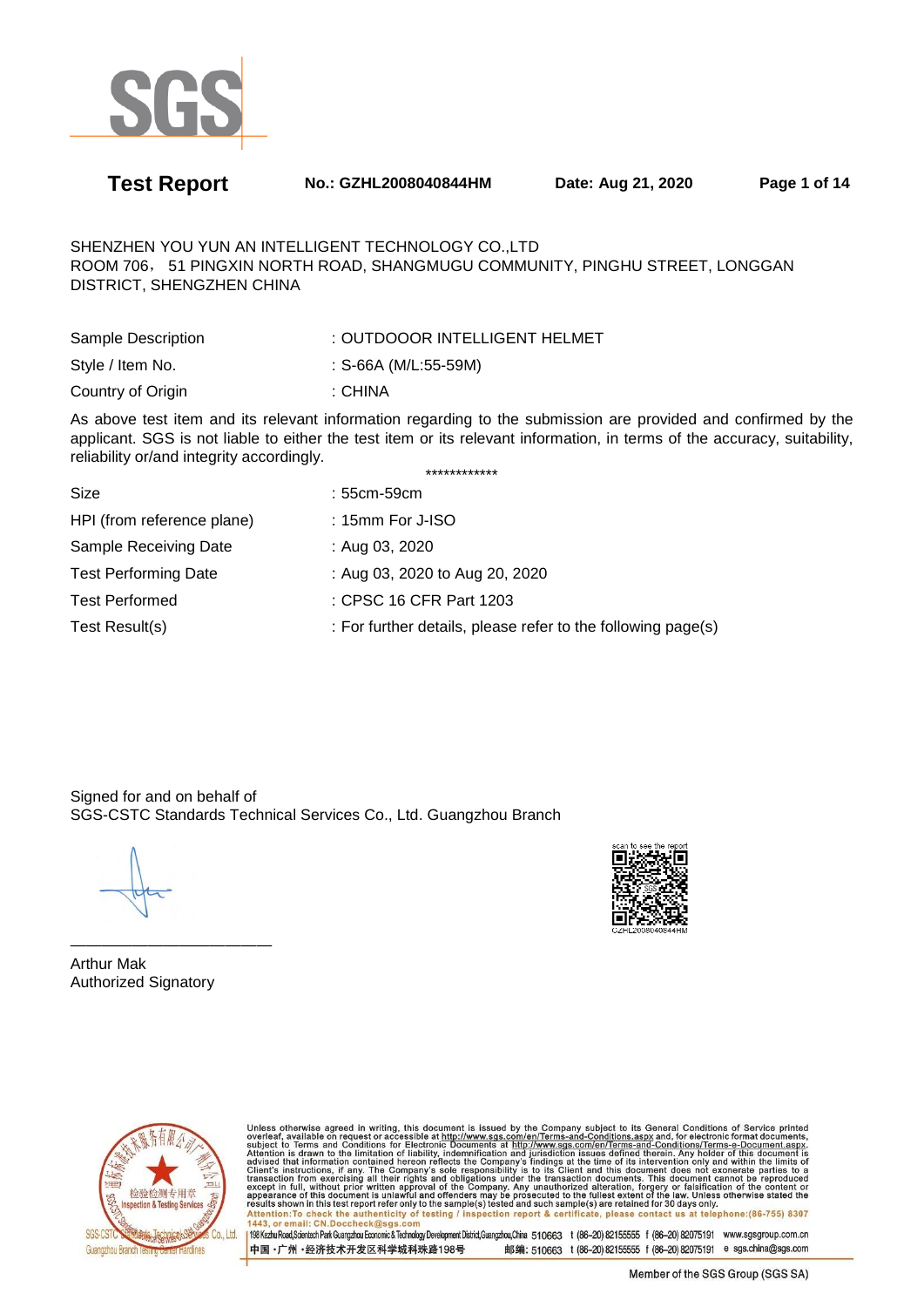# Test Report

**No.: GZHL2008040844HM** **Date: Aug 21, 2020**

SHENZHEN YOU YUN AN INTELLIGENT TECHNOLOGY CO.,LTD
ROOM 706， 51 PINGXIN NORTH ROAD, SHANGMUGU COMMUNITY, PINGHU STREET, LONGGAN DISTRICT, SHENGZHEN CHINA

| | |
|---|---|
| Sample Description | : OUTDOOOR INTELLIGENT HELMET |
| Style / Item No. | : S-66A (M/L:55-59M) |
| Country of Origin | : CHINA |

As above test item and its relevant information regarding to the submission are provided and confirmed by the applicant. SGS is not liable to either the test item or its relevant information, in terms of the accuracy, suitability, reliability or/and integrity accordingly.

************

| | |
|---|---|
| Size | : 55cm-59cm |
| HPI (from reference plane) | : 15mm For J-ISO |
| Sample Receiving Date | : Aug 03, 2020 |
| Test Performing Date | : Aug 03, 2020 to Aug 20, 2020 |
| Test Performed | : CPSC 16 CFR Part 1203 |
| Test Result(s) | : For further details, please refer to the following page(s) |

Signed for and on behalf of
SGS-CSTC Standards Technical Services Co., Ltd. Guangzhou Branch

Arthur Mak
Authorized Signatory

scan to see the report
GZHL2008040844HM

Unless otherwise agreed in writing, this document is issued by the Company subject to its General Conditions of Service printed overleaf, available on request or accessible at http://www.sgs.com/en/Terms-and-Conditions.aspx and, for electronic format documents, subject to Terms and Conditions for Electronic Documents at http://www.sgs.com/en/Terms-and-Conditions/Terms-e-Document.aspx. Attention is drawn to the limitation of liability, indemnification and jurisdiction issues defined therein. Any holder of this document is advised that information contained hereon reflects the Company's findings at the time of its intervention only and within the limits of Client's instructions, if any. The Company's sole responsibility is to its Client and this document does not exonerate parties to a transaction from exercising all their rights and obligations under the transaction documents. This document cannot be reproduced except in full, without prior written approval of the Company. Any unauthorized alteration, forgery or falsification of the content or appearance of this document is unlawful and offenders may be prosecuted to the fullest extent of the law. Unless otherwise stated the results shown in this test report refer only to the sample(s) tested and such sample(s) are retained for 30 days only.
Attention:To check the authenticity of testing / inspection report & certificate, please contact us at telephone:(86-755) 8307 1443, or email: CN.Doccheck@sgs.com

198 Kezhu Road,Scientech Park Guangzhou Economic & Technology Development District,Guangzhou,China 510663 t (86-20) 82155555 f (86-20) 82075191 www.sgsgroup.com.cn
中国 ·广州 ·经济技术开发区科学城科珠路198号 邮编: 510663 t (86-20) 82155555 f (86-20) 82075191 e sgs.china@sgs.com

Member of the SGS Group (SGS SA)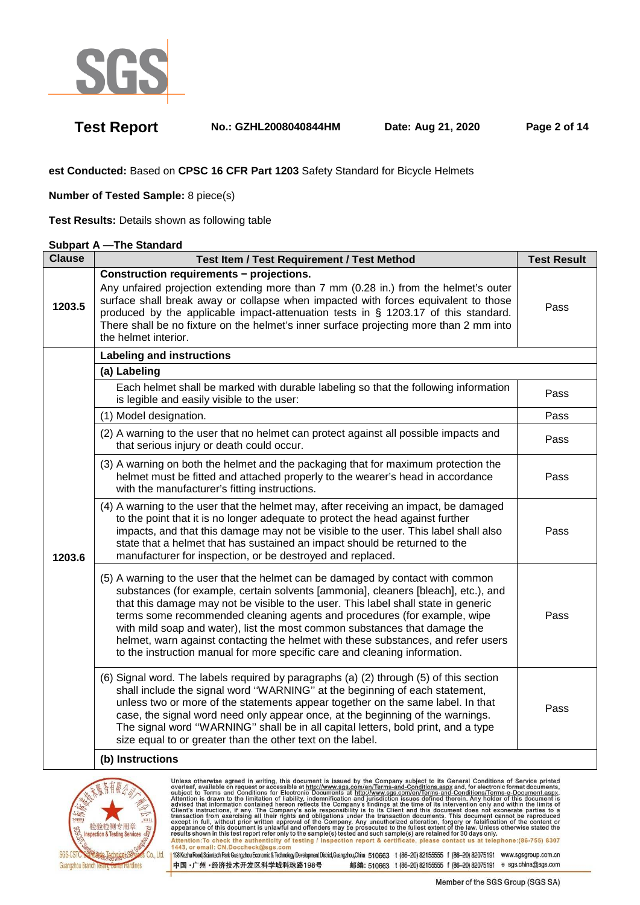**est Conducted:** Based on **CPSC 16 CFR Part 1203** Safety Standard for Bicycle Helmets

**Number of Tested Sample:** 8 piece(s)

**Test Results:** Details shown as following table

**Subpart A —The Standard**

| Clause | Test Item / Test Requirement / Test Method | Test Result |
|---|---|---|
| 1203.5 | **Construction requirements − projections.** Any unfaired projection extending more than 7 mm (0.28 in.) from the helmet's outer surface shall break away or collapse when impacted with forces equivalent to those produced by the applicable impact-attenuation tests in § 1203.17 of this standard. There shall be no fixture on the helmet's inner surface projecting more than 2 mm into the helmet interior. | Pass |
| 1203.6 | **Labeling and instructions** | |
| | **(a) Labeling** | |
| | Each helmet shall be marked with durable labeling so that the following information is legible and easily visible to the user: | Pass |
| | (1) Model designation. | Pass |
| | (2) A warning to the user that no helmet can protect against all possible impacts and that serious injury or death could occur. | Pass |
| | (3) A warning on both the helmet and the packaging that for maximum protection the helmet must be fitted and attached properly to the wearer's head in accordance with the manufacturer's fitting instructions. | Pass |
| | (4) A warning to the user that the helmet may, after receiving an impact, be damaged to the point that it is no longer adequate to protect the head against further impacts, and that this damage may not be visible to the user. This label shall also state that a helmet that has sustained an impact should be returned to the manufacturer for inspection, or be destroyed and replaced. | Pass |
| | (5) A warning to the user that the helmet can be damaged by contact with common substances (for example, certain solvents [ammonia], cleaners [bleach], etc.), and that this damage may not be visible to the user. This label shall state in generic terms some recommended cleaning agents and procedures (for example, wipe with mild soap and water), list the most common substances that damage the helmet, warn against contacting the helmet with these substances, and refer users to the instruction manual for more specific care and cleaning information. | Pass |
| | (6) Signal word. The labels required by paragraphs (a) (2) through (5) of this section shall include the signal word ''WARNING'' at the beginning of each statement, unless two or more of the statements appear together on the same label. In that case, the signal word need only appear once, at the beginning of the warnings. The signal word ''WARNING'' shall be in all capital letters, bold print, and a type size equal to or greater than the other text on the label. | Pass |
| | **(b) Instructions** | |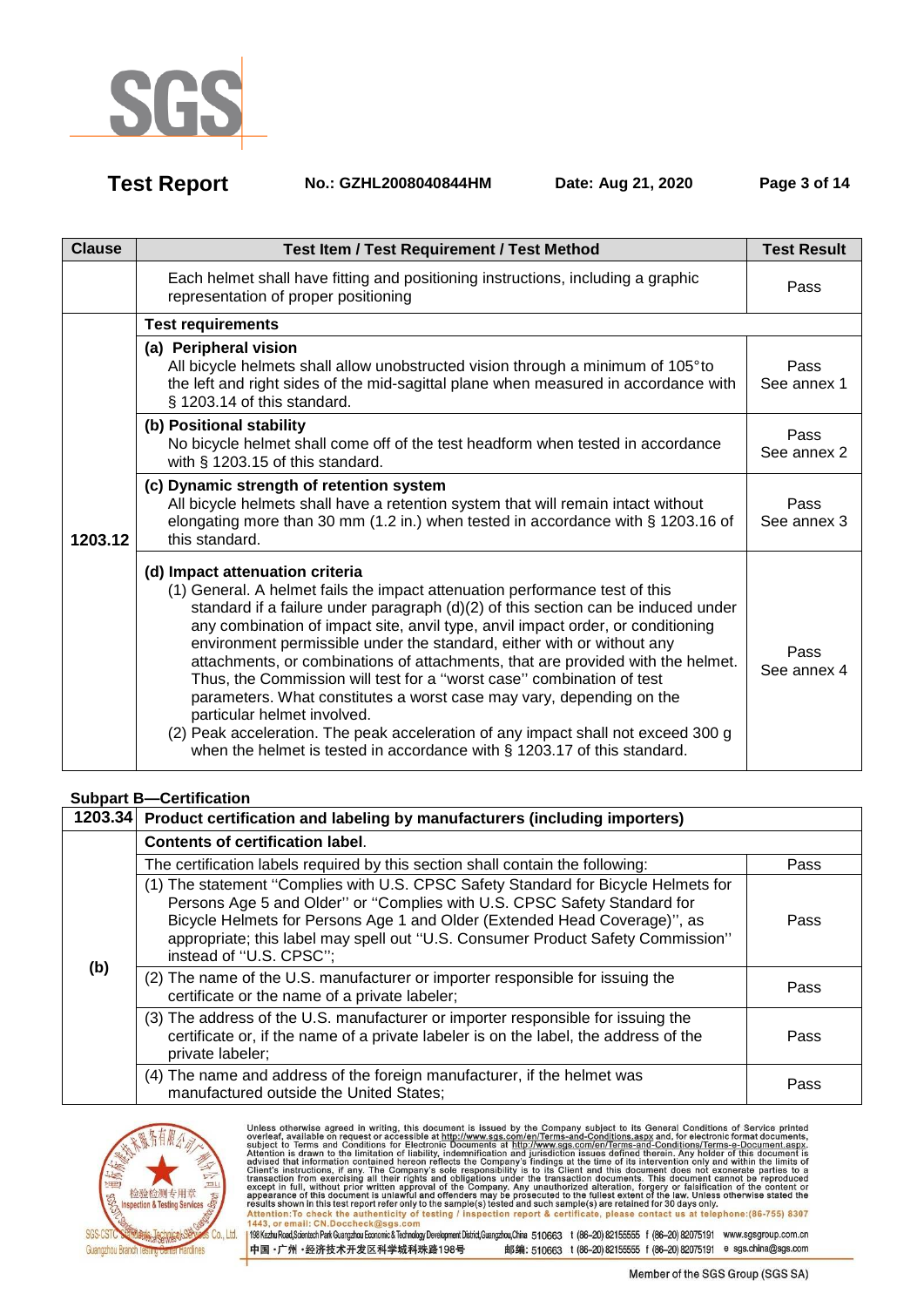| Clause | Test Item / Test Requirement / Test Method | Test Result |
|---|---|---|
| | Each helmet shall have fitting and positioning instructions, including a graphic representation of proper positioning | Pass |
| 1203.12 | **Test requirements** | |
| | **(a) Peripheral vision**<br>All bicycle helmets shall allow unobstructed vision through a minimum of 105°to the left and right sides of the mid-sagittal plane when measured in accordance with § 1203.14 of this standard. | Pass<br>See annex 1 |
| | **(b) Positional stability**<br>No bicycle helmet shall come off of the test headform when tested in accordance with § 1203.15 of this standard. | Pass<br>See annex 2 |
| | **(c) Dynamic strength of retention system**<br>All bicycle helmets shall have a retention system that will remain intact without elongating more than 30 mm (1.2 in.) when tested in accordance with § 1203.16 of this standard. | Pass<br>See annex 3 |
| | **(d) Impact attenuation criteria**<br>(1) General. A helmet fails the impact attenuation performance test of this standard if a failure under paragraph (d)(2) of this section can be induced under any combination of impact site, anvil type, anvil impact order, or conditioning environment permissible under the standard, either with or without any attachments, or combinations of attachments, that are provided with the helmet. Thus, the Commission will test for a ''worst case'' combination of test parameters. What constitutes a worst case may vary, depending on the particular helmet involved.<br>(2) Peak acceleration. The peak acceleration of any impact shall not exceed 300 g when the helmet is tested in accordance with § 1203.17 of this standard. | Pass<br>See annex 4 |

**Subpart B—Certification**

| 1203.34 | Product certification and labeling by manufacturers (including importers) | |
|---|---|---|
| (b) | **Contents of certification label**. | |
| | The certification labels required by this section shall contain the following: | Pass |
| | (1) The statement ''Complies with U.S. CPSC Safety Standard for Bicycle Helmets for Persons Age 5 and Older'' or ''Complies with U.S. CPSC Safety Standard for Bicycle Helmets for Persons Age 1 and Older (Extended Head Coverage)'', as appropriate; this label may spell out ''U.S. Consumer Product Safety Commission'' instead of ''U.S. CPSC''; | Pass |
| | (2) The name of the U.S. manufacturer or importer responsible for issuing the certificate or the name of a private labeler; | Pass |
| | (3) The address of the U.S. manufacturer or importer responsible for issuing the certificate or, if the name of a private labeler is on the label, the address of the private labeler; | Pass |
| | (4) The name and address of the foreign manufacturer, if the helmet was manufactured outside the United States; | Pass |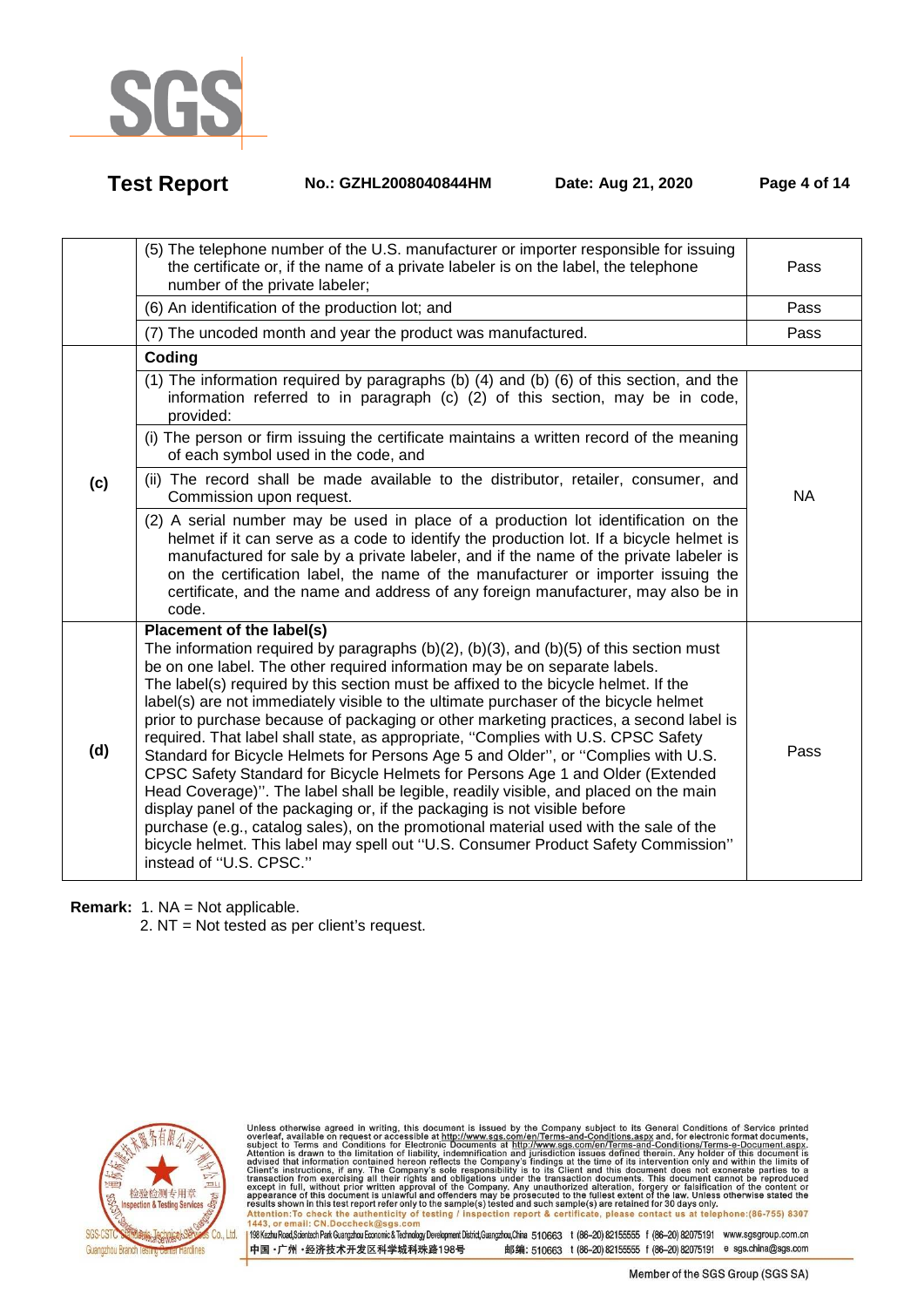| | | |
|---|---|---|
| | (5) The telephone number of the U.S. manufacturer or importer responsible for issuing the certificate or, if the name of a private labeler is on the label, the telephone number of the private labeler; | Pass |
| | (6) An identification of the production lot; and | Pass |
| | (7) The uncoded month and year the product was manufactured. | Pass |
| (c) | **Coding** | |
| | (1) The information required by paragraphs (b) (4) and (b) (6) of this section, and the information referred to in paragraph (c) (2) of this section, may be in code, provided: | NA |
| | (i) The person or firm issuing the certificate maintains a written record of the meaning of each symbol used in the code, and | |
| | (ii) The record shall be made available to the distributor, retailer, consumer, and Commission upon request. | |
| | (2) A serial number may be used in place of a production lot identification on the helmet if it can serve as a code to identify the production lot. If a bicycle helmet is manufactured for sale by a private labeler, and if the name of the private labeler is on the certification label, the name of the manufacturer or importer issuing the certificate, and the name and address of any foreign manufacturer, may also be in code. | |
| (d) | **Placement of the label(s)**<br>The information required by paragraphs (b)(2), (b)(3), and (b)(5) of this section must be on one label. The other required information may be on separate labels.<br>The label(s) required by this section must be affixed to the bicycle helmet. If the label(s) are not immediately visible to the ultimate purchaser of the bicycle helmet prior to purchase because of packaging or other marketing practices, a second label is required. That label shall state, as appropriate, ''Complies with U.S. CPSC Safety Standard for Bicycle Helmets for Persons Age 5 and Older'', or ''Complies with U.S. CPSC Safety Standard for Bicycle Helmets for Persons Age 1 and Older (Extended Head Coverage)''. The label shall be legible, readily visible, and placed on the main display panel of the packaging or, if the packaging is not visible before purchase (e.g., catalog sales), on the promotional material used with the sale of the bicycle helmet. This label may spell out ''U.S. Consumer Product Safety Commission'' instead of ''U.S. CPSC.'' | Pass |

**Remark:** 1. NA = Not applicable.
2. NT = Not tested as per client's request.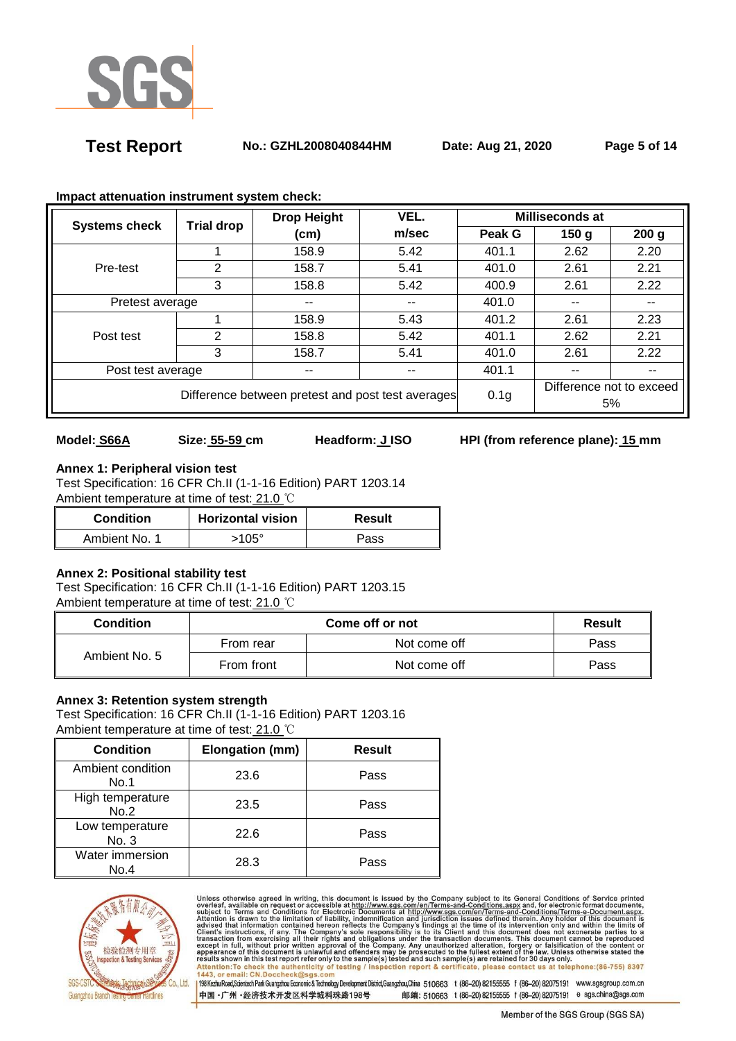**Impact attenuation instrument system check:**

| Systems check | Trial drop | Drop Height (cm) | VEL. m/sec | Milliseconds at | | |
|---|---|---|---|---|---|---|
| | | | | Peak G | 150 g | 200 g |
| Pre-test | 1 | 158.9 | 5.42 | 401.1 | 2.62 | 2.20 |
| | 2 | 158.7 | 5.41 | 401.0 | 2.61 | 2.21 |
| | 3 | 158.8 | 5.42 | 400.9 | 2.61 | 2.22 |
| Pretest average | | -- | -- | 401.0 | -- | -- |
| Post test | 1 | 158.9 | 5.43 | 401.2 | 2.61 | 2.23 |
| | 2 | 158.8 | 5.42 | 401.1 | 2.62 | 2.21 |
| | 3 | 158.7 | 5.41 | 401.0 | 2.61 | 2.22 |
| Post test average | | -- | -- | 401.1 | -- | -- |
| Difference between pretest and post test averages | | | | 0.1g | Difference not to exceed 5% | |

**Model:** S66A **Size:** 55-59 cm **Headform:** J ISO **HPI (from reference plane):** 15 mm

**Annex 1: Peripheral vision test**

Test Specification: 16 CFR Ch.II (1-1-16 Edition) PART 1203.14

Ambient temperature at time of test: 21.0 ℃

| Condition | Horizontal vision | Result |
|---|---|---|
| Ambient No. 1 | >105° | Pass |

**Annex 2: Positional stability test**

Test Specification: 16 CFR Ch.II (1-1-16 Edition) PART 1203.15

Ambient temperature at time of test: 21.0 ℃

| Condition | Come off or not | | Result |
|---|---|---|---|
| Ambient No. 5 | From rear | Not come off | Pass |
| | From front | Not come off | Pass |

**Annex 3: Retention system strength**

Test Specification: 16 CFR Ch.II (1-1-16 Edition) PART 1203.16

Ambient temperature at time of test: 21.0 ℃

| Condition | Elongation (mm) | Result |
|---|---|---|
| Ambient condition No.1 | 23.6 | Pass |
| High temperature No.2 | 23.5 | Pass |
| Low temperature No. 3 | 22.6 | Pass |
| Water immersion No.4 | 28.3 | Pass |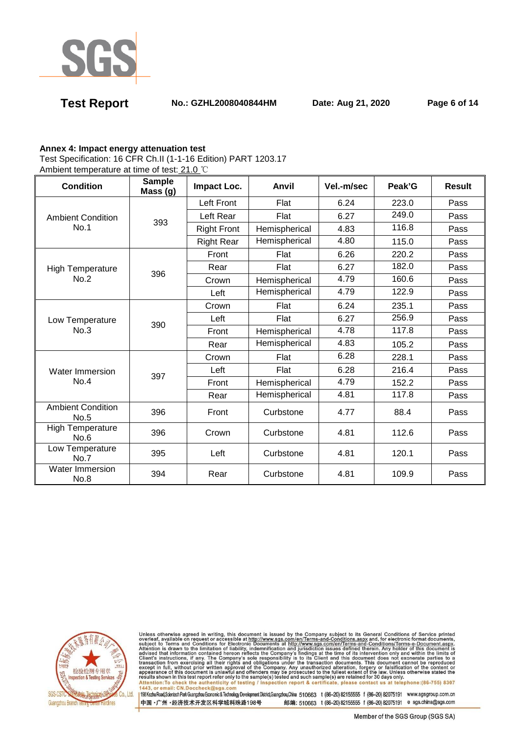**Annex 4: Impact energy attenuation test**

Test Specification: 16 CFR Ch.II (1-1-16 Edition) PART 1203.17

Ambient temperature at time of test: 21.0 ℃

| Condition | Sample Mass (g) | Impact Loc. | Anvil | Vel.-m/sec | Peak'G | Result |
|---|---|---|---|---|---|---|
| Ambient Condition No.1 | 393 | Left Front | Flat | 6.24 | 223.0 | Pass |
| | | Left Rear | Flat | 6.27 | 249.0 | Pass |
| | | Right Front | Hemispherical | 4.83 | 116.8 | Pass |
| | | Right Rear | Hemispherical | 4.80 | 115.0 | Pass |
| High Temperature No.2 | 396 | Front | Flat | 6.26 | 220.2 | Pass |
| | | Rear | Flat | 6.27 | 182.0 | Pass |
| | | Crown | Hemispherical | 4.79 | 160.6 | Pass |
| | | Left | Hemispherical | 4.79 | 122.9 | Pass |
| Low Temperature No.3 | 390 | Crown | Flat | 6.24 | 235.1 | Pass |
| | | Left | Flat | 6.27 | 256.9 | Pass |
| | | Front | Hemispherical | 4.78 | 117.8 | Pass |
| | | Rear | Hemispherical | 4.83 | 105.2 | Pass |
| Water Immersion No.4 | 397 | Crown | Flat | 6.28 | 228.1 | Pass |
| | | Left | Flat | 6.28 | 216.4 | Pass |
| | | Front | Hemispherical | 4.79 | 152.2 | Pass |
| | | Rear | Hemispherical | 4.81 | 117.8 | Pass |
| Ambient Condition No.5 | 396 | Front | Curbstone | 4.77 | 88.4 | Pass |
| High Temperature No.6 | 396 | Crown | Curbstone | 4.81 | 112.6 | Pass |
| Low Temperature No.7 | 395 | Left | Curbstone | 4.81 | 120.1 | Pass |
| Water Immersion No.8 | 394 | Rear | Curbstone | 4.81 | 109.9 | Pass |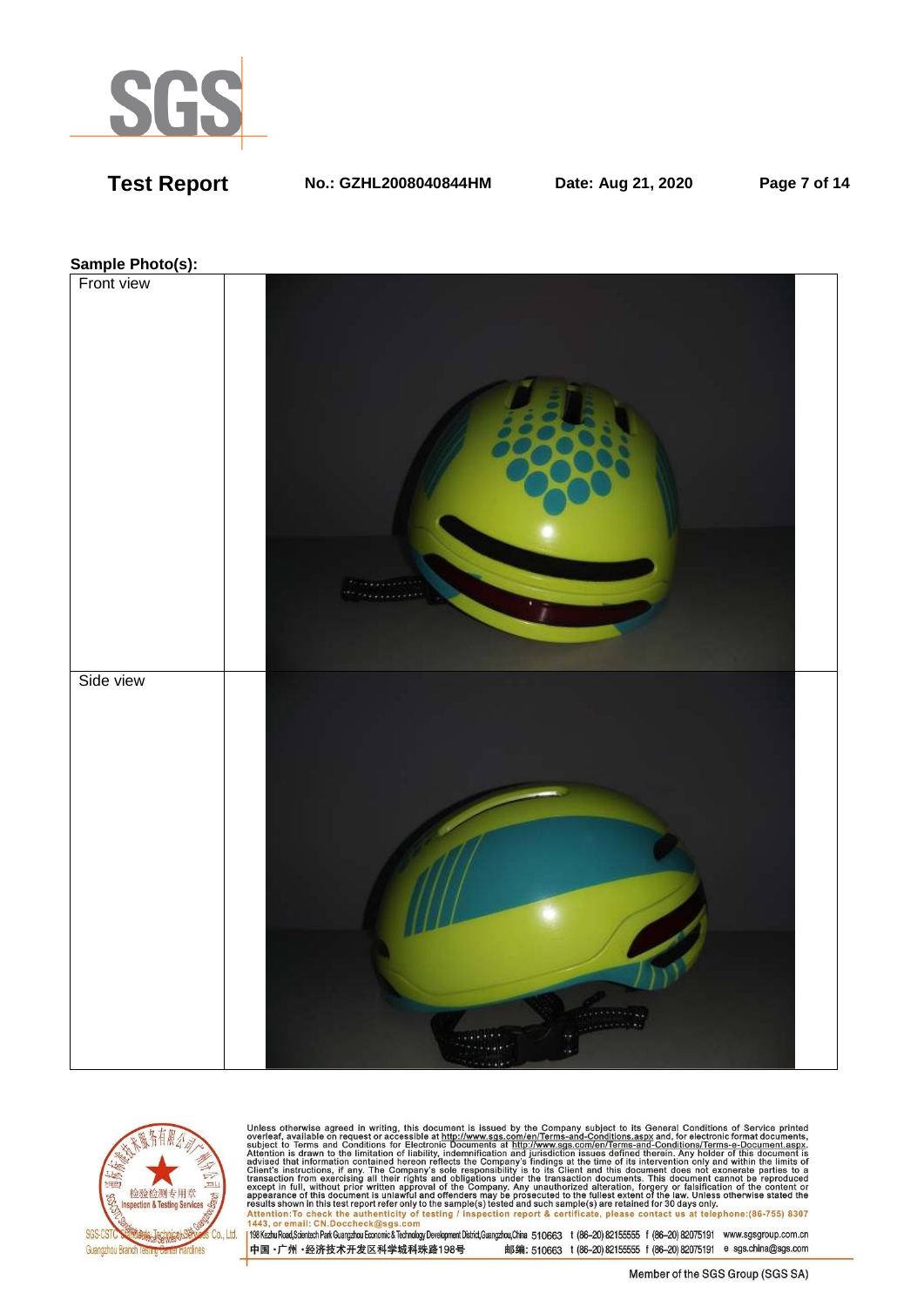**Sample Photo(s):**

| Front view | |
|---|---|
| Side view | |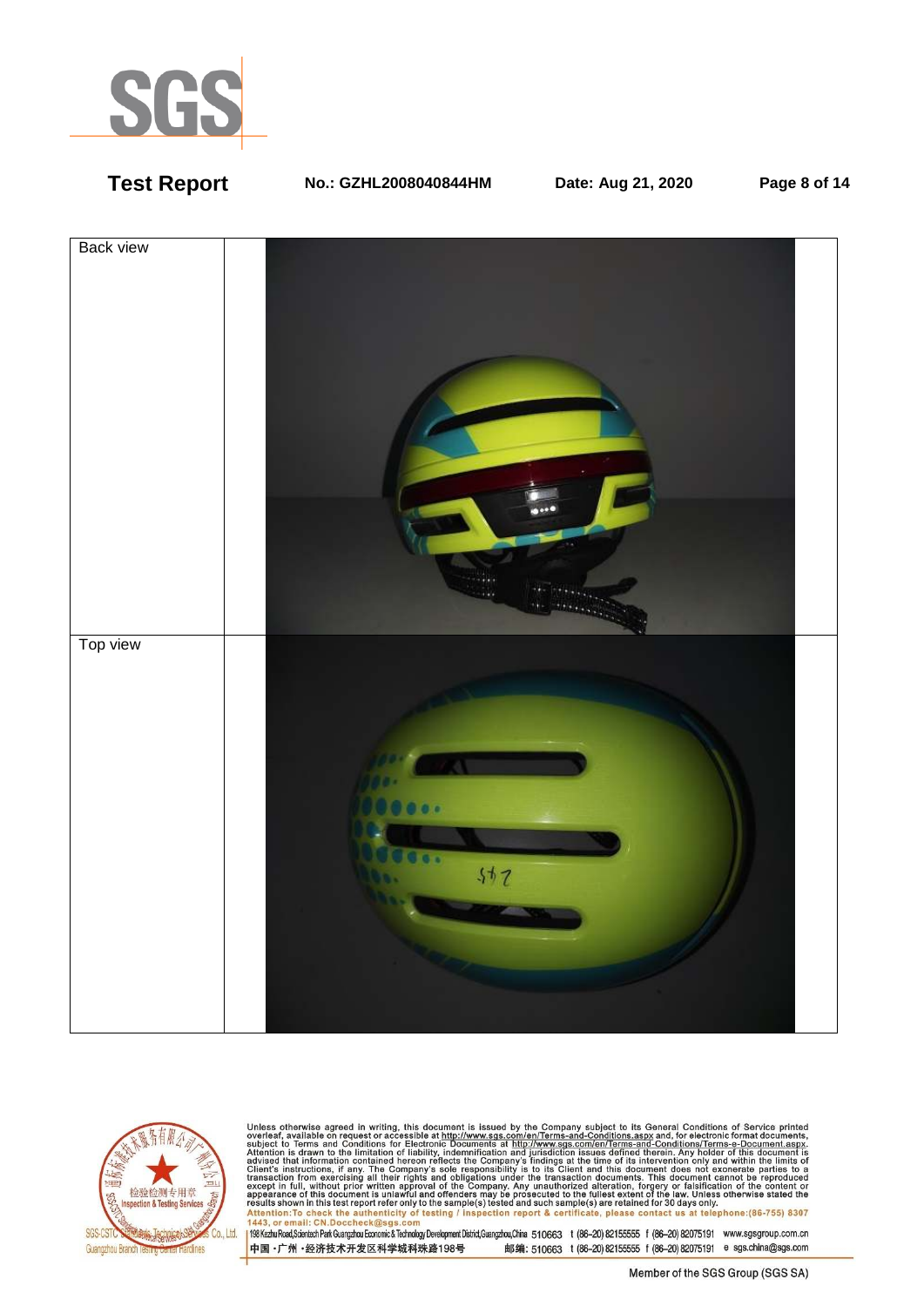| Back view | |
|---|---|
| Top view | |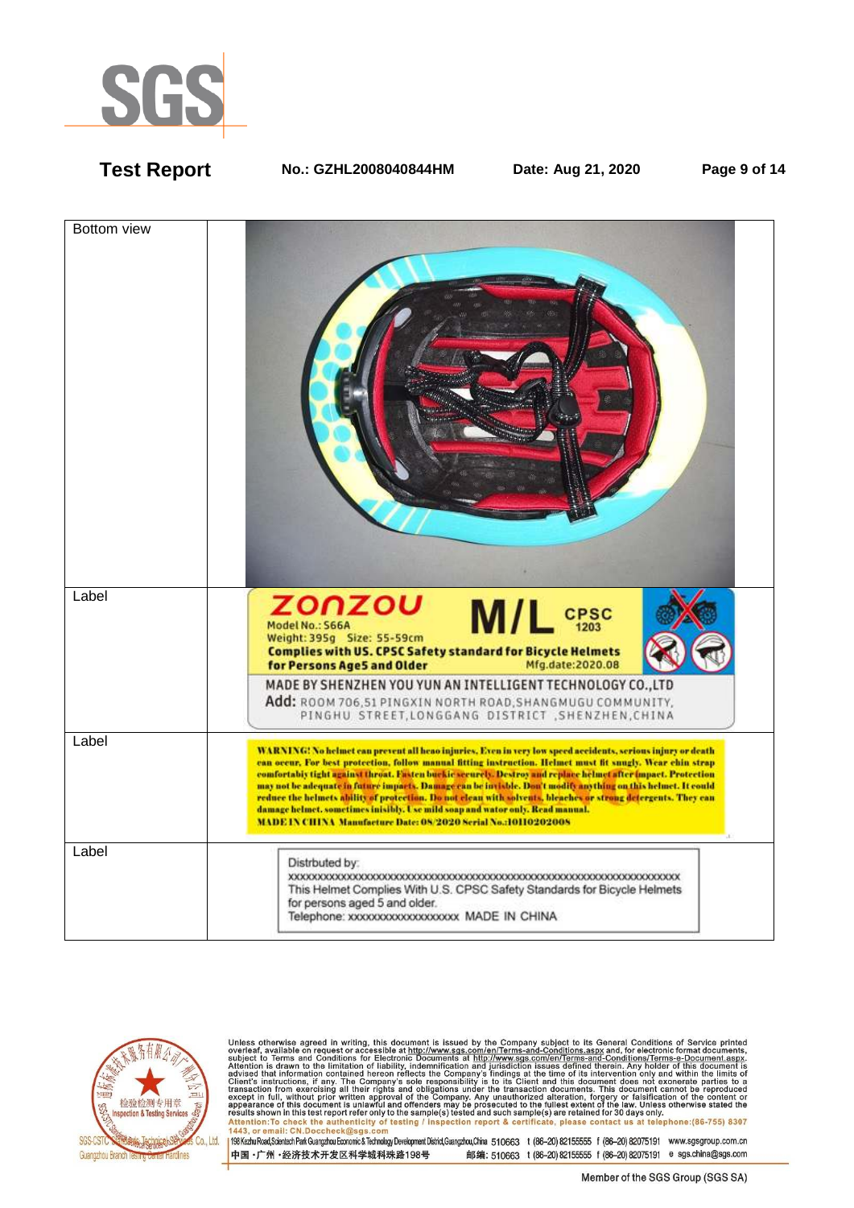| Bottom view | |
|---|---|
| Label | ZONZOU M/L CPSC 1203 Model No.: S66A Weight: 395g Size: 55-59cm Complies with US. CPSC Safety standard for Bicycle Helmets for Persons Age5 and Older Mfg.date:2020.08 MADE BY SHENZHEN YOU YUN AN INTELLIGENT TECHNOLOGY CO.,LTD Add: ROOM 706,51 PINGXIN NORTH ROAD,SHANGMUGU COMMUNITY, PINGHU STREET,LONGGANG DISTRICT ,SHENZHEN,CHINA |
| Label | WARNING! No helmet can prevent all heao injuries. Even in very low speed accidents, serious injury or death can occur. For best protection, follow manual fitting instruction. Helmet must fit snugly. Wear chin strap comfortabiy tight against throat. Fasten buckle securely. Destroy and replace helmet after impact. Protection may not be adequate in future impacts. Damage can be invisble. Don't modify anything on this helmet. It could reduce the helmets ability of protection. Do not clean with solvents, bleaches or strong detergents. They can damage helmet. sometimes inisibly. Use mild soap and wator only. Read manual. MADE IN CHINA Manufacture Date: 08/2020 Serial No.:10110202008 |
| Label | Distrbuted by: xxxxxxxxxxxxxxxxxxxxxxxxxxxxxxxxxxxxxxxxxxxxxxxxxxxxxxxxxxxxxxxxxxxxxx This Helmet Complies With U.S. CPSC Safety Standards for Bicycle Helmets for persons aged 5 and older. Telephone: xxxxxxxxxxxxxxxxxxxx MADE IN CHINA |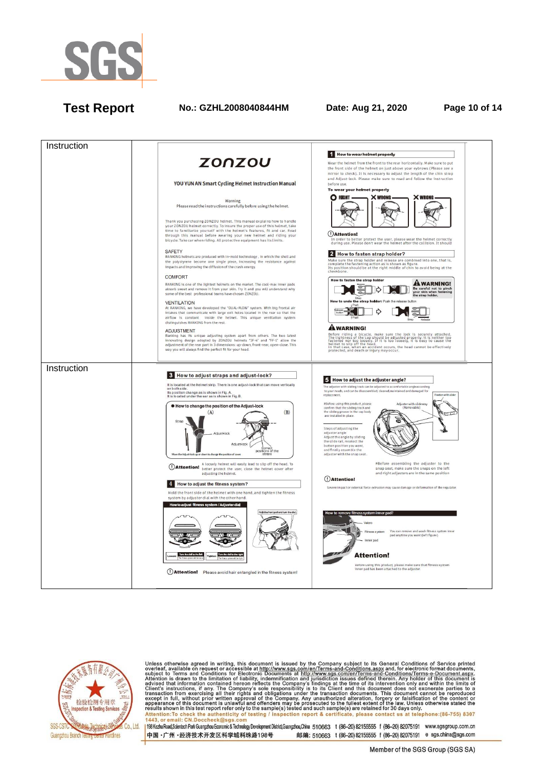| Instruction | |
|---|---|
| | **ZONZOU**<br><br>**YOU YUN AN Smart Cycling Helmet Instruction Manual**<br><br>Warning<br>Please read the instructions carefully before using the helmet.<br><br>Thank you purchasing ZONZOU helmet. This manual explains how to handle your ZONZOU helmet correctly. To insure the proper use of this helmet, take time to familiarize yourself with the helmet's features, fit and car. Read through this manual before wearing your new helmet and riding your bicycle. Take car when riding. All protective equipment has its limits.<br><br>SAFETY<br>RANKING helmets are produced with in-mold technology, in which the shell and the polystyrene become one single piece, increasing the resistance against impacts and improving the diffusion of the crash energy.<br><br>COMFORT<br>RANKING is one of the lightest helmets on the market. The cool-max inner pads absorb sweat and remove it from your skin. Try it and you will understand why some of the best professional teams have chosen ZONZOU.<br><br>VENTILATION<br>At RANKING, we have developed the "DUAL-FLOW" system. With big frontal air intakes that communicate with large exit holes located in the rear so that the airflow is constant inside the helmet. This unique ventilation system distinguishes RANKING from the rest.<br><br>ADJUSTMENT<br>Ranking has its unique adjusting system apart from others. The two latest innovating design adopted by ZONZOU helmets "JF-4" and "FF-1" allow the adjustment of the rear part in 3 dimensions: up-down, front-rear, open-close. This way you will always find the perfect fit for your head.<br><br>**1 How to wear helmet properly**<br>Wear the helmet from the front to the rear horizontally. Make sure to put the front side of the helmet on just above your eybrows (Please see a mirror to check). It is necessary to adjust the length of the chin strap and Adjust-lock. Please make sure to read and follow the instruction before use.<br>**To wear your helmet properly**<br>RIGHT / WRONG / WRONG<br>**Attention!**<br>In order to better protect the user, please wear the helmet correctly during use. Please don't wear the helmet after the collision. It should<br><br>**2 How to fasten strap holder?**<br>Make sure the strap holder and release are combined into one, that is, complete the fastening action as is shown as figure.<br>Its position should be at the right middle of chin to avoid being at the cheekbone.<br>How to fasten the strap holder — **WARNING!** Be careful not to pinch your skin when fastening the strap holder.<br>How to undo the strap holder: Push the release button<br><br>**WARNING!**<br>Before riding a bicycle, make sure the lock is securely attached. The tightness of the cap should be adjusted properly: It is neither too fastened nor too loosely. If it is too loosely, it is easy to cause the helmet to slip off the head.<br>In that case, when an accident occurs, the head cannot be effectively protected, and death or injury may occur. |
| Instruction | |
| | **3 How to adjust straps and adjust-lock?**<br>It is located at the helmet strip. There is one adjust-lock that can move vertically on both side.<br>Its position change as is shown in Fig. A.<br>It is located under the ear as is shown in Fig. B.<br>● How to change the position of the Adjust-lock (A) (B)<br>Strap, Adjust-lock, Correct positions of the straps<br>Move the Adjust-lock up or down to change the position of cover<br>**Attention!** A loosely helmet will easily lead to slip off the head. To better protect the user, close the helmet cover after adjusting the helmet.<br><br>**4 How to adjust the fitness system?**<br>Hold the front side of the helmet with one hand, and tighten the fitness system by adjuster dial with the other hand.<br>How to adjust fitness system / Adjuster dial<br>Looser / Tighten<br>**Attention!** Please avoid hair entangled in the fitness system!<br><br>**5 How to adjust the adjuster angle?**<br>The adjuster with sliding track can be adjusted to a comfortable angle according to your needs, and can be disassembled, cleaned, maintained and damaged for replacement.<br>#Before using this product, please confirm that the sliding track and the sliding groove in the cap body are installed in place.<br>Adjuster with slideway (Removable) / Button with slider<br>Steps of adjusting the adjuster angle<br>Adjust the angle by sliding the slide rail, reselect the button position you want, and finally assemble the adjuster with the snap seat.<br>#Before assembling the adjuster to the snap seat, make sure the snaps on the left and right adjusters are in the same position<br>**Attention!**<br>Severe impact or external force extrusion may cause damage or deformation of the regulator.<br><br>How to remove fitness system inner pad?<br>Velcro / Fitness system / Inner pad<br>You can remove and wash fitness system inner pad anytime you want (left figure).<br>**Attention!**<br>Before using this product, please make sure that fitness system inner pad has been attached to the adjuster. |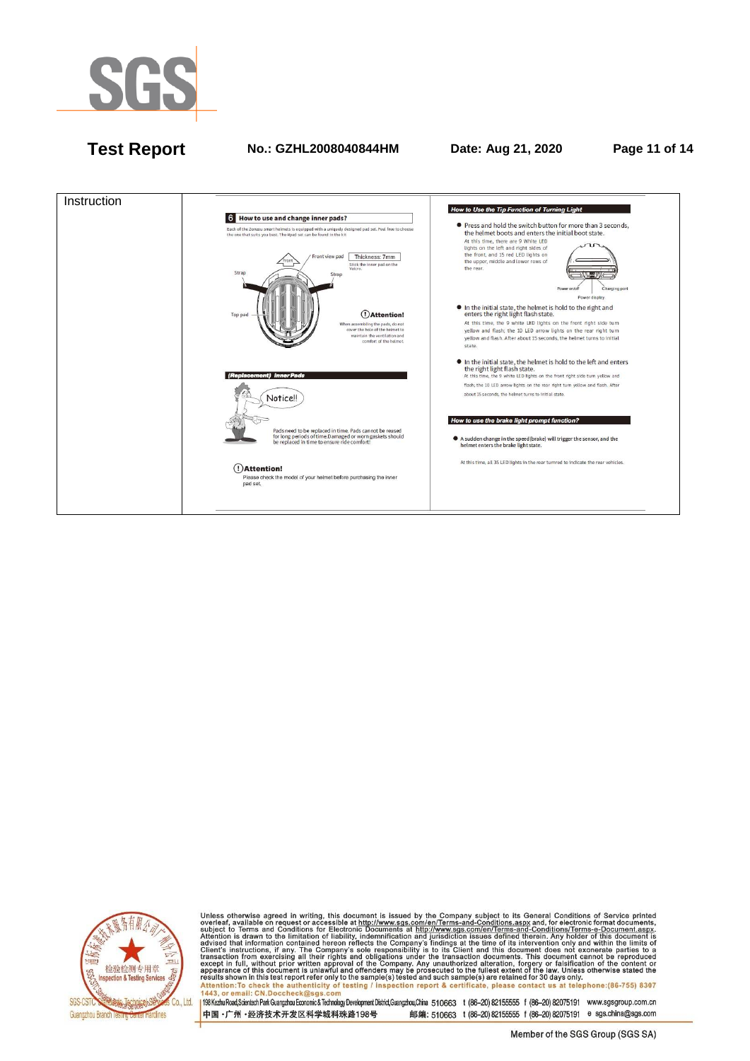| Instruction | |
|---|---|
| | **6 How to use and change inner pads?** Each of the Zonusu smart helmets is equipped with a uniquely designed pad set. Feel free to choose the one that suits you best. The 4pad set can be found in the kit. Front view pad / Thickness: 7mm / Stick the inner pad on the Velcro. Front / Strap / Strap / Top pad / **Attention!** When assembling the pads, do not cover the hole of the helmet to maintain the ventilation and comfort of the helmet **(Replacement) Inner Pads** Notice!! Pads need to be replaced in time. Pads cannot be reused for long periods of time. Damaged or worn gaskets should be replaced in time to ensure ride comfort! **Attention!** Please check the model of your helmet before purchasing the inner pad set. **How to Use the Tip Function of Turning Light** ● Press and hold the switch button for more than 3 seconds, the helmet boots and enters the initial boot state. At this time, there are 9 White LED lights on the left and right sides of the front, and 15 red LED lights on the upper, middle and lower rows of the rear. Power on/off / Charging port / Power display ● In the initial state, the helmet is hold to the right and enters the right light flash state. At this time, the 9 white LED lights on the front right side turn yellow and flash; the 10 LED arrow lights on the rear right turn yellow and flash. After about 15 seconds, the helmet turns to initial state. ● In the initial state, the helmet is hold to the left and enters the right light flash state. At this time, the 9 white LED lights on the front right side turn yellow and flash; the 10 LED arrow lights on the rear right turn yellow and flash. After about 15 seconds, the helmet turns to initial state. **How to use the brake light prompt function?** ● A sudden change in the speed(brake) will trigger the sensor, and the helmet enters the brake light state. At this time, all 35 LED lights in the rear turned to indicate the rear vehicles. |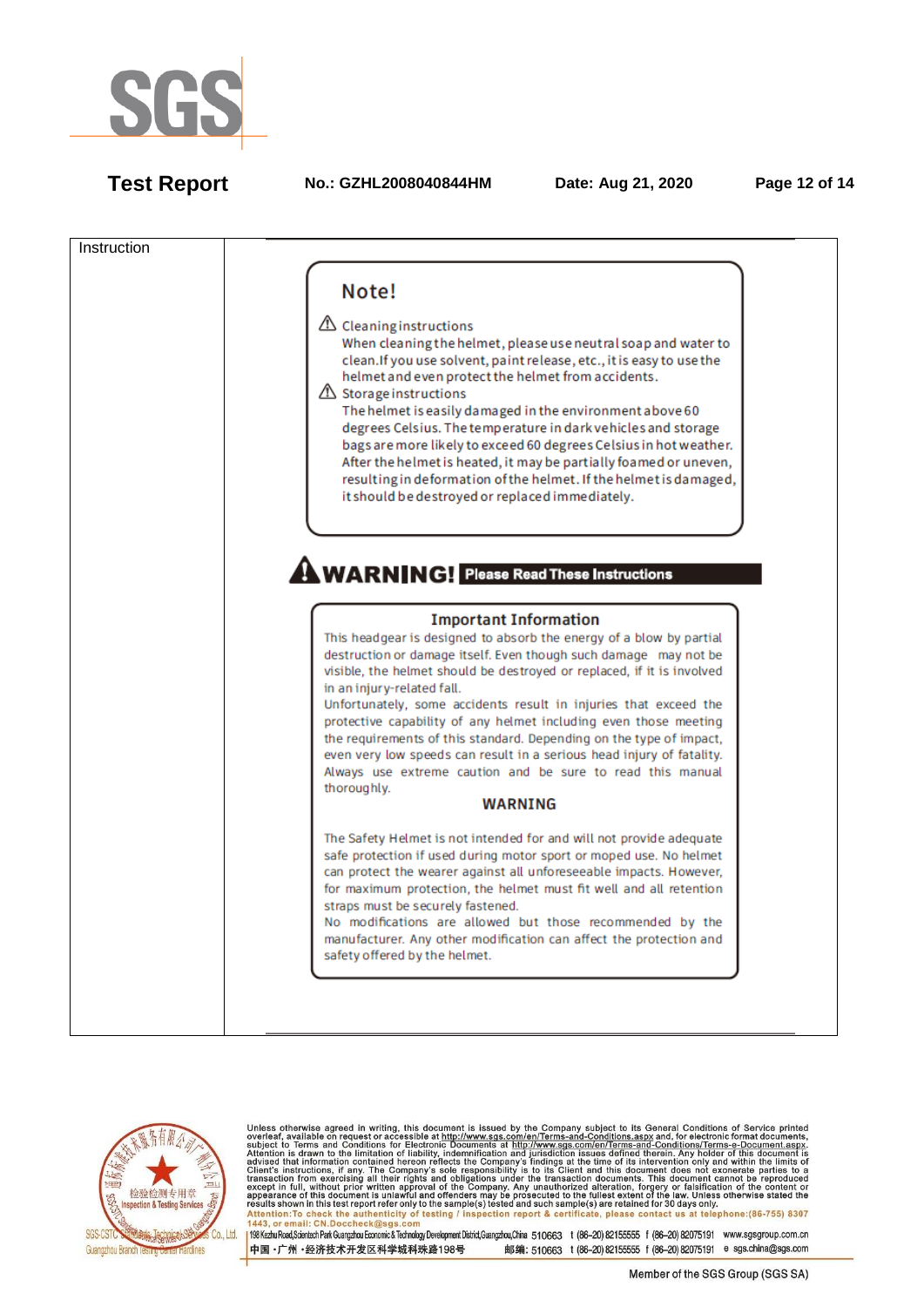| Instruction | |
|---|---|

## Note!

⚠ Cleaning instructions

When cleaning the helmet, please use neutral soap and water to clean. If you use solvent, paint release, etc., it is easy to use the helmet and even protect the helmet from accidents.

⚠ Storage instructions

The helmet is easily damaged in the environment above 60 degrees Celsius. The temperature in dark vehicles and storage bags are more likely to exceed 60 degrees Celsius in hot weather. After the helmet is heated, it may be partially foamed or uneven, resulting in deformation of the helmet. If the helmet is damaged, it should be destroyed or replaced immediately.

## ⚠ WARNING! Please Read These Instructions

### Important Information

This headgear is designed to absorb the energy of a blow by partial destruction or damage itself. Even though such damage may not be visible, the helmet should be destroyed or replaced, if it is involved in an injury-related fall.

Unfortunately, some accidents result in injuries that exceed the protective capability of any helmet including even those meeting the requirements of this standard. Depending on the type of impact, even very low speeds can result in a serious head injury of fatality. Always use extreme caution and be sure to read this manual thoroughly.

### WARNING

The Safety Helmet is not intended for and will not provide adequate safe protection if used during motor sport or moped use. No helmet can protect the wearer against all unforeseeable impacts. However, for maximum protection, the helmet must fit well and all retention straps must be securely fastened.

No modifications are allowed but those recommended by the manufacturer. Any other modification can affect the protection and safety offered by the helmet.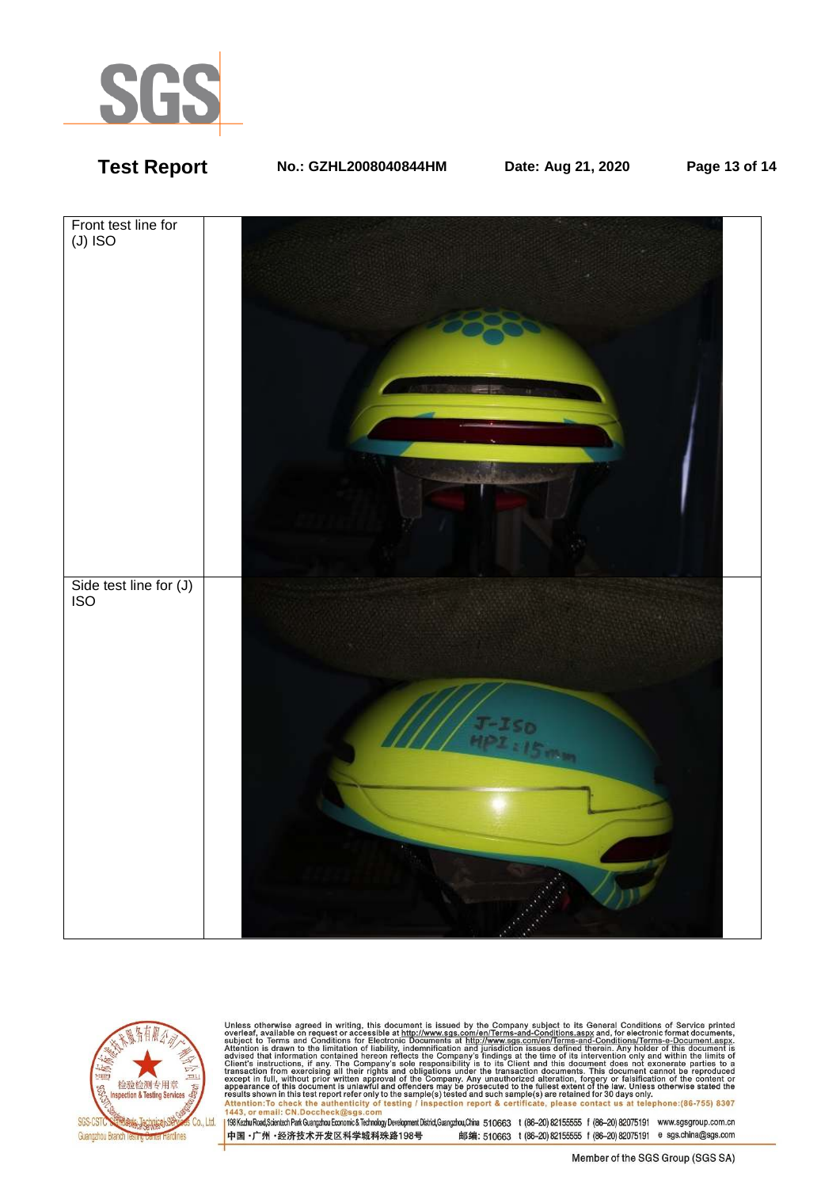| | |
|---|---|
| Front test line for (J) ISO | |
| Side test line for (J) ISO | |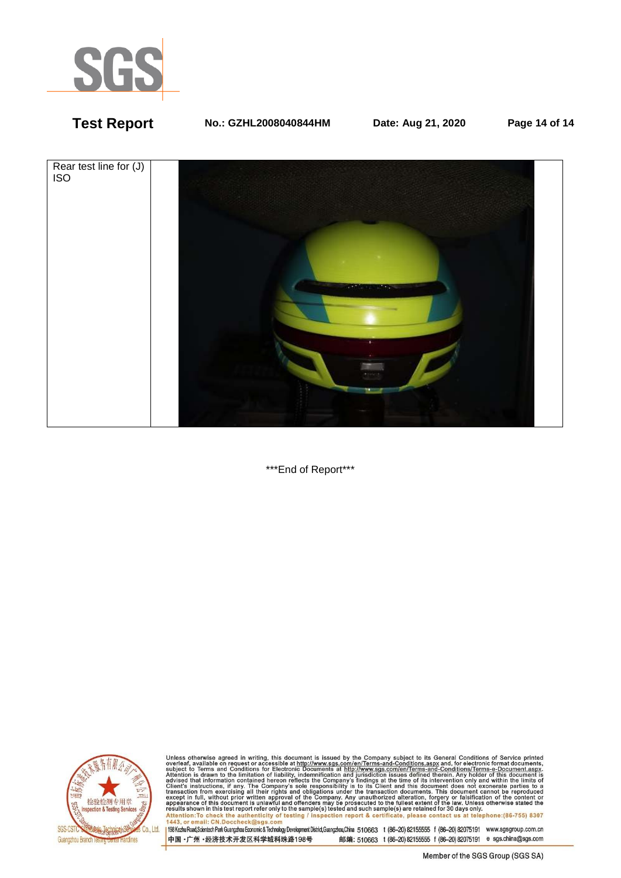| | |
|---|---|
| Rear test line for (J) ISO | |

***End of Report***

Unless otherwise agreed in writing, this document is issued by the Company subject to its General Conditions of Service printed overleaf, available on request or accessible at http://www.sgs.com/en/Terms-and-Conditions.aspx and, for electronic format documents, subject to Terms and Conditions for Electronic Documents at http://www.sgs.com/en/Terms-and-Conditions/Terms-e-Document.aspx. Attention is drawn to the limitation of liability, indemnification and jurisdiction issues defined therein. Any holder of this document is advised that information contained hereon reflects the Company's findings at the time of its intervention only and within the limits of Client's instructions, if any. The Company's sole responsibility is to its Client and this document does not exonerate parties to a transaction from exercising all their rights and obligations under the transaction documents. This document cannot be reproduced except in full, without prior written approval of the Company. Any unauthorized alteration, forgery or falsification of the content or appearance of this document is unlawful and offenders may be prosecuted to the fullest extent of the law. Unless otherwise stated the results shown in this test report refer only to the sample(s) tested and such sample(s) are retained for 30 days only.
**Attention:To check the authenticity of testing / inspection report & certificate, please contact us at telephone:(86-755) 8307 1443, or email: CN.Doccheck@sgs.com**

198 Kezhu Road,Scientech Park Guangzhou Economic & Technology Development District,Guangzhou,China 510663 t (86-20) 82155555 f (86-20) 82075191 www.sgsgroup.com.cn
中国・广州・经济技术开发区科学城科珠路198号 邮编: 510663 t (86-20) 82155555 f (86-20) 82075191 e sgs.china@sgs.com

Member of the SGS Group (SGS SA)